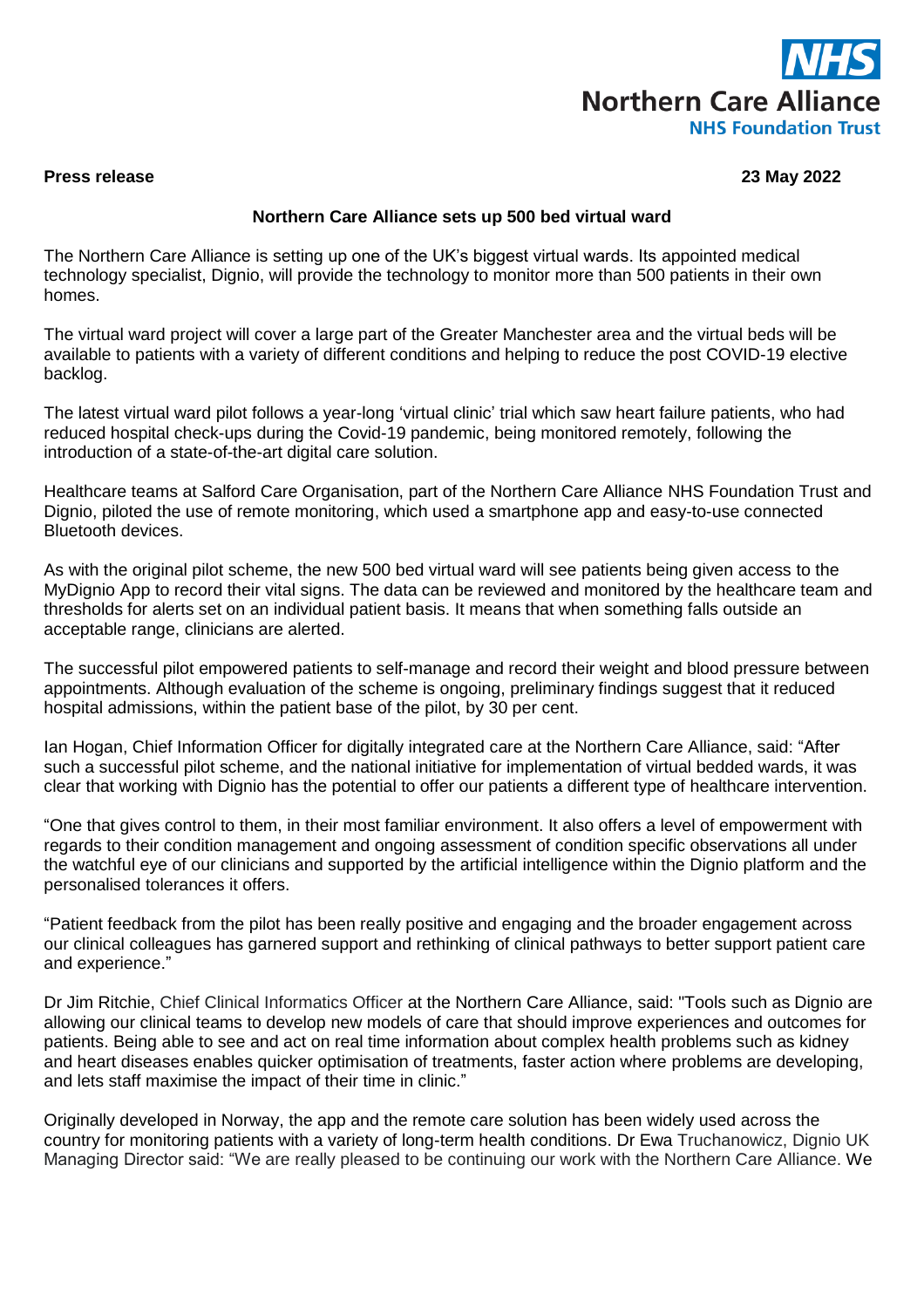NHS Northern Care Alliance NHS Foundation Trust

**Press release** **23 May 2022**

**Northern Care Alliance sets up 500 bed virtual ward**

The Northern Care Alliance is setting up one of the UK's biggest virtual wards. Its appointed medical technology specialist, Dignio, will provide the technology to monitor more than 500 patients in their own homes.

The virtual ward project will cover a large part of the Greater Manchester area and the virtual beds will be available to patients with a variety of different conditions and helping to reduce the post COVID-19 elective backlog.

The latest virtual ward pilot follows a year-long 'virtual clinic' trial which saw heart failure patients, who had reduced hospital check-ups during the Covid-19 pandemic, being monitored remotely, following the introduction of a state-of-the-art digital care solution.

Healthcare teams at Salford Care Organisation, part of the Northern Care Alliance NHS Foundation Trust and Dignio, piloted the use of remote monitoring, which used a smartphone app and easy-to-use connected Bluetooth devices.

As with the original pilot scheme, the new 500 bed virtual ward will see patients being given access to the MyDignio App to record their vital signs. The data can be reviewed and monitored by the healthcare team and thresholds for alerts set on an individual patient basis. It means that when something falls outside an acceptable range, clinicians are alerted.

The successful pilot empowered patients to self-manage and record their weight and blood pressure between appointments. Although evaluation of the scheme is ongoing, preliminary findings suggest that it reduced hospital admissions, within the patient base of the pilot, by 30 per cent.

Ian Hogan, Chief Information Officer for digitally integrated care at the Northern Care Alliance, said: "After such a successful pilot scheme, and the national initiative for implementation of virtual bedded wards, it was clear that working with Dignio has the potential to offer our patients a different type of healthcare intervention.

"One that gives control to them, in their most familiar environment. It also offers a level of empowerment with regards to their condition management and ongoing assessment of condition specific observations all under the watchful eye of our clinicians and supported by the artificial intelligence within the Dignio platform and the personalised tolerances it offers.

"Patient feedback from the pilot has been really positive and engaging and the broader engagement across our clinical colleagues has garnered support and rethinking of clinical pathways to better support patient care and experience."

Dr Jim Ritchie, Chief Clinical Informatics Officer at the Northern Care Alliance, said: "Tools such as Dignio are allowing our clinical teams to develop new models of care that should improve experiences and outcomes for patients. Being able to see and act on real time information about complex health problems such as kidney and heart diseases enables quicker optimisation of treatments, faster action where problems are developing, and lets staff maximise the impact of their time in clinic."

Originally developed in Norway, the app and the remote care solution has been widely used across the country for monitoring patients with a variety of long-term health conditions. Dr Ewa Truchanowicz, Dignio UK Managing Director said: "We are really pleased to be continuing our work with the Northern Care Alliance. We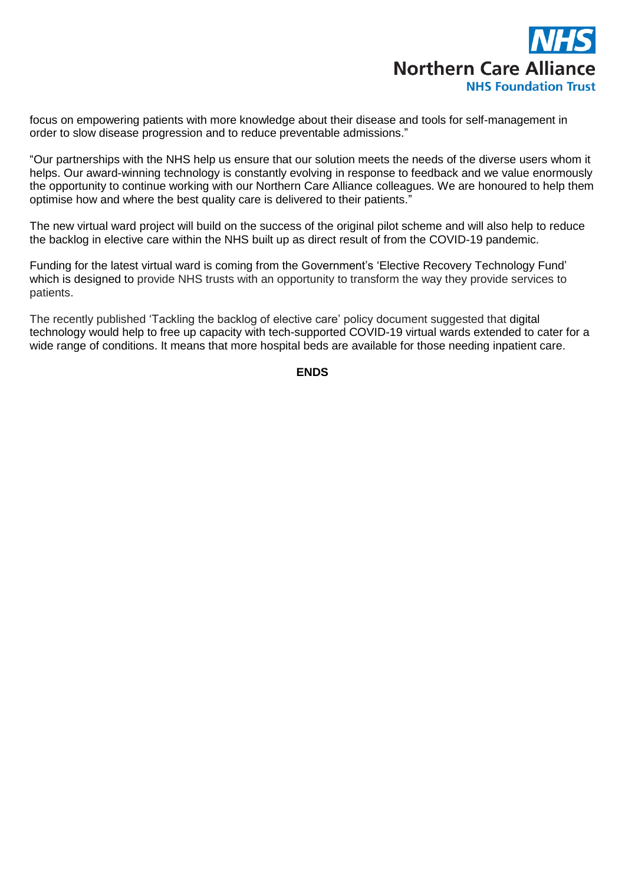focus on empowering patients with more knowledge about their disease and tools for self-management in order to slow disease progression and to reduce preventable admissions."

"Our partnerships with the NHS help us ensure that our solution meets the needs of the diverse users whom it helps. Our award-winning technology is constantly evolving in response to feedback and we value enormously the opportunity to continue working with our Northern Care Alliance colleagues. We are honoured to help them optimise how and where the best quality care is delivered to their patients."

The new virtual ward project will build on the success of the original pilot scheme and will also help to reduce the backlog in elective care within the NHS built up as direct result of from the COVID-19 pandemic.

Funding for the latest virtual ward is coming from the Government's 'Elective Recovery Technology Fund' which is designed to provide NHS trusts with an opportunity to transform the way they provide services to patients.

The recently published 'Tackling the backlog of elective care' policy document suggested that digital technology would help to free up capacity with tech-supported COVID-19 virtual wards extended to cater for a wide range of conditions. It means that more hospital beds are available for those needing inpatient care.

**ENDS**